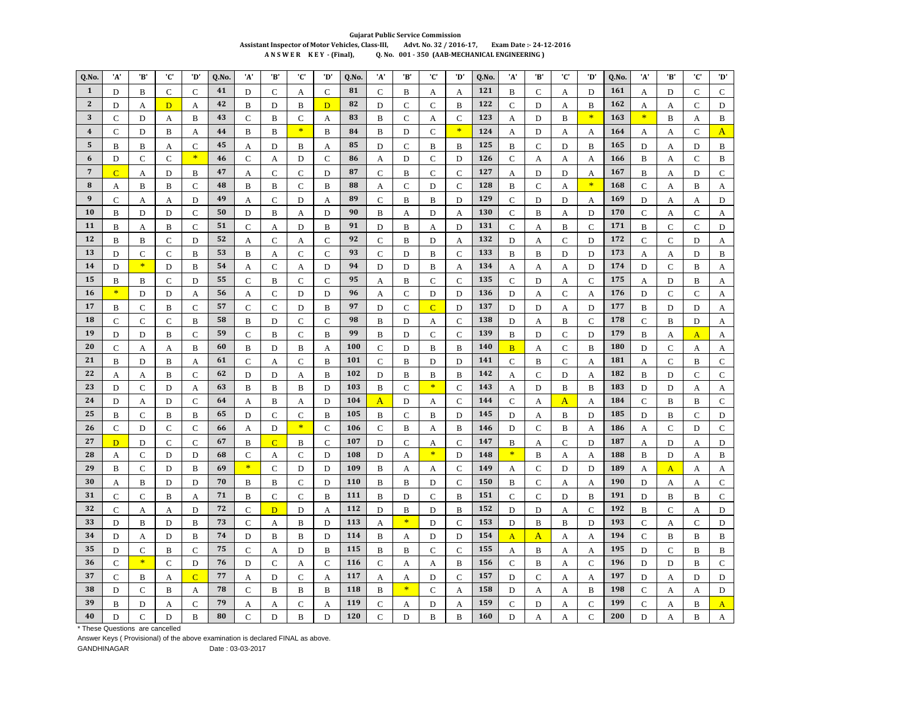**Gujarat Public Service Commission**

**Assistant Inspector of Motor Vehicles, Class-III, Advt. No. 32 / 2016-17, Exam Date :- 24-12-2016**

**A N S W E R K E Y - (Final), Q. No. 001 - 350 (AAB-MECHANICAL ENGINEERING )**

| Q.No. | 'A' | 'B' | 'C' | 'D' | Q.No. | 'A' | 'B' | 'C' | 'D' | Q.No. | 'A' | 'B' | 'C' | 'D' | Q.No. | 'A' | 'B' | 'C' | 'D' | Q.No. | 'A' | 'B' | 'C' | 'D' |
|---|---|---|---|---|---|---|---|---|---|---|---|---|---|---|---|---|---|---|---|---|---|---|---|---|
| 1 | D | B | C | C | 41 | D | C | A | C | 81 | C | B | A | A | 121 | B | C | A | D | 161 | A | D | C | C |
| 2 | D | A | D | A | 42 | B | D | B | D | 82 | D | C | C | B | 122 | C | D | A | B | 162 | A | A | C | D |
| 3 | C | D | A | B | 43 | C | B | C | A | 83 | B | C | A | C | 123 | A | D | B | * | 163 | * | B | A | B |
| 4 | C | D | B | A | 44 | B | B | * | B | 84 | B | D | C | * | 124 | A | D | A | A | 164 | A | A | C | A |
| 5 | B | B | A | C | 45 | A | D | B | A | 85 | D | C | B | B | 125 | B | C | D | B | 165 | D | A | D | B |
| 6 | D | C | C | * | 46 | C | A | D | C | 86 | A | D | C | D | 126 | C | A | A | A | 166 | B | A | C | B |
| 7 | C | A | D | B | 47 | A | C | C | D | 87 | C | B | C | C | 127 | A | D | D | A | 167 | B | A | D | C |
| 8 | A | B | B | C | 48 | B | B | C | B | 88 | A | C | D | C | 128 | B | C | A | * | 168 | C | A | B | A |
| 9 | C | A | A | D | 49 | A | C | D | A | 89 | C | B | B | D | 129 | C | D | D | A | 169 | D | A | A | D |
| 10 | B | D | D | C | 50 | D | B | A | D | 90 | B | A | D | A | 130 | C | B | A | D | 170 | C | A | C | A |
| 11 | B | A | B | C | 51 | C | A | D | B | 91 | D | B | A | D | 131 | C | A | B | C | 171 | B | C | C | D |
| 12 | B | B | C | D | 52 | A | C | A | C | 92 | C | B | D | A | 132 | D | A | C | D | 172 | C | C | D | A |
| 13 | D | C | C | B | 53 | B | A | C | C | 93 | C | D | B | C | 133 | B | B | D | D | 173 | A | A | D | B |
| 14 | D | * | D | B | 54 | A | C | A | D | 94 | D | D | B | A | 134 | A | A | A | D | 174 | D | C | B | A |
| 15 | B | B | C | D | 55 | C | B | C | C | 95 | A | B | C | C | 135 | C | D | A | C | 175 | A | D | B | A |
| 16 | * | D | D | A | 56 | A | C | D | D | 96 | A | C | D | D | 136 | D | A | C | A | 176 | D | C | C | A |
| 17 | B | C | B | C | 57 | C | C | D | B | 97 | D | C | C | D | 137 | D | D | A | D | 177 | B | D | D | A |
| 18 | C | C | C | B | 58 | B | D | C | C | 98 | B | D | A | C | 138 | D | A | B | C | 178 | C | B | D | A |
| 19 | D | D | B | C | 59 | C | B | C | B | 99 | B | D | C | C | 139 | B | D | C | D | 179 | B | A | A | A |
| 20 | C | A | A | B | 60 | B | D | B | A | 100 | C | D | B | B | 140 | B | A | C | B | 180 | D | C | A | A |
| 21 | B | D | B | A | 61 | C | A | C | B | 101 | C | B | D | D | 141 | C | B | C | A | 181 | A | C | B | C |
| 22 | A | A | B | C | 62 | D | D | A | B | 102 | D | B | B | B | 142 | A | C | D | A | 182 | B | D | C | C |
| 23 | D | C | D | A | 63 | B | B | B | D | 103 | B | C | * | C | 143 | A | D | B | B | 183 | D | D | A | A |
| 24 | D | A | D | C | 64 | A | B | A | D | 104 | A | D | A | C | 144 | C | A | A | A | 184 | C | B | B | C |
| 25 | B | C | B | B | 65 | D | C | C | B | 105 | B | C | B | D | 145 | D | A | B | D | 185 | D | B | C | D |
| 26 | C | D | C | C | 66 | A | D | * | C | 106 | C | B | A | B | 146 | D | C | B | A | 186 | A | C | D | C |
| 27 | D | D | C | C | 67 | B | C | B | C | 107 | D | C | A | C | 147 | B | A | C | D | 187 | A | D | A | D |
| 28 | A | C | D | D | 68 | C | A | C | D | 108 | D | A | * | D | 148 | * | B | A | A | 188 | B | D | A | B |
| 29 | B | C | D | B | 69 | * | C | D | D | 109 | B | A | A | C | 149 | A | C | D | D | 189 | A | A | A | A |
| 30 | A | B | D | D | 70 | B | B | C | D | 110 | B | B | D | C | 150 | B | C | A | A | 190 | D | A | A | C |
| 31 | C | C | B | A | 71 | B | C | C | B | 111 | B | D | C | B | 151 | C | C | D | B | 191 | D | B | B | C |
| 32 | C | A | A | D | 72 | C | D | D | A | 112 | D | B | D | B | 152 | D | D | A | C | 192 | B | C | A | D |
| 33 | D | B | D | B | 73 | C | A | B | D | 113 | A | * | D | C | 153 | D | B | B | D | 193 | C | A | C | D |
| 34 | D | A | D | B | 74 | D | B | B | D | 114 | B | A | D | D | 154 | A | A | A | A | 194 | C | B | B | B |
| 35 | D | C | B | C | 75 | C | A | D | B | 115 | B | B | C | C | 155 | A | B | A | A | 195 | D | C | B | B |
| 36 | C | * | C | D | 76 | D | C | A | C | 116 | C | A | A | B | 156 | C | B | A | C | 196 | D | D | B | C |
| 37 | C | B | A | C | 77 | A | D | C | A | 117 | A | A | D | C | 157 | D | C | A | A | 197 | D | A | D | D |
| 38 | D | C | B | A | 78 | C | B | B | B | 118 | B | * | C | A | 158 | D | A | A | B | 198 | C | A | A | D |
| 39 | B | D | A | C | 79 | A | A | C | A | 119 | C | A | D | A | 159 | C | D | A | C | 199 | C | A | B | A |
| 40 | D | C | D | B | 80 | C | D | B | D | 120 | C | D | B | B | 160 | D | A | A | C | 200 | D | A | B | A |

\* These Questions are cancelled

Answer Keys ( Provisional) of the above examination is declared FINAL as above.

GANDHINAGAR Date : 03-03-2017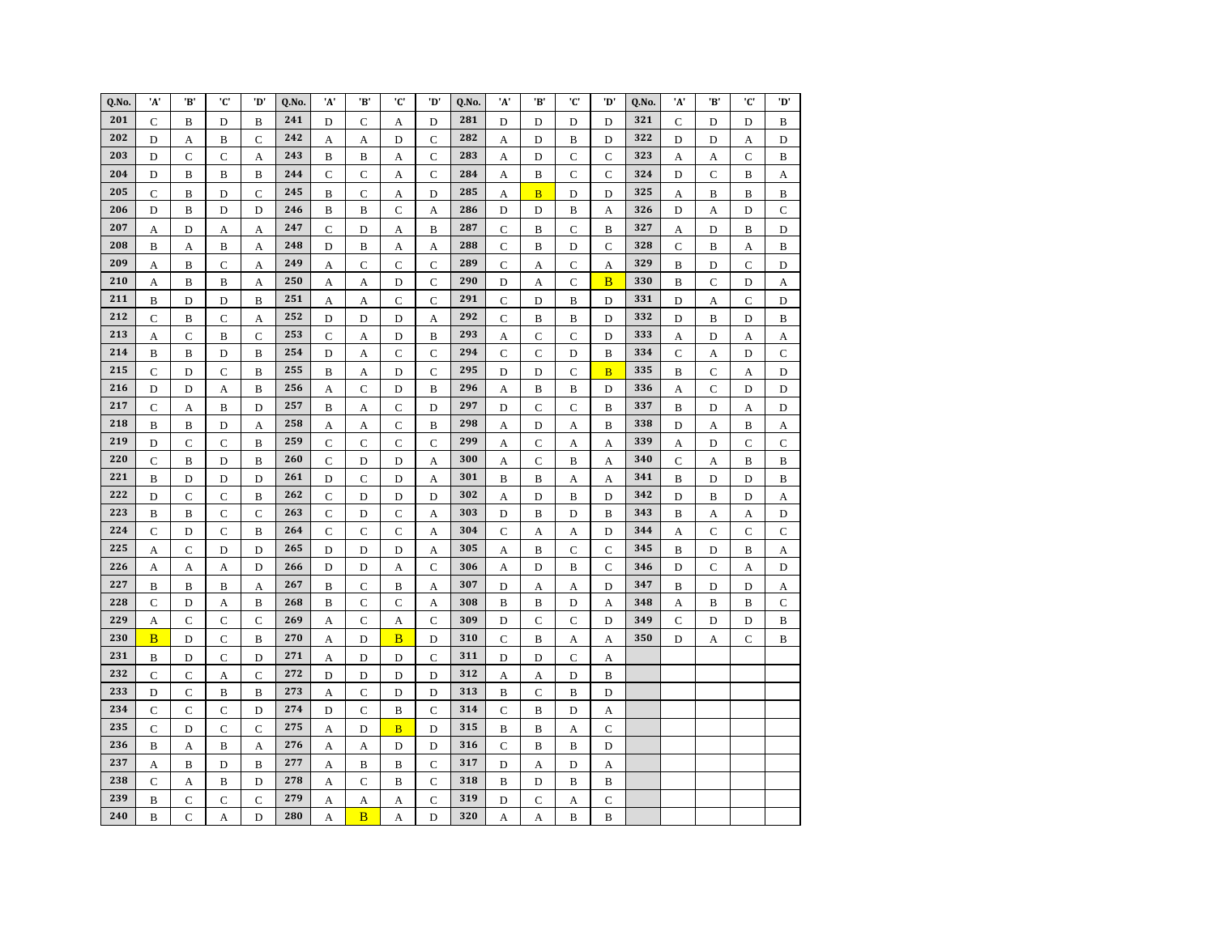| Q.No. | 'A' | 'B' | 'C' | 'D' | Q.No. | 'A' | 'B' | 'C' | 'D' | Q.No. | 'A' | 'B' | 'C' | 'D' | Q.No. | 'A' | 'B' | 'C' | 'D' |
|---|---|---|---|---|---|---|---|---|---|---|---|---|---|---|---|---|---|---|---|
| 201 | C | B | D | B | 241 | D | C | A | D | 281 | D | D | D | D | 321 | C | D | D | B |
| 202 | D | A | B | C | 242 | A | A | D | C | 282 | A | D | B | D | 322 | D | D | A | D |
| 203 | D | C | C | A | 243 | B | B | A | C | 283 | A | D | C | C | 323 | A | A | C | B |
| 204 | D | B | B | B | 244 | C | C | A | C | 284 | A | B | C | C | 324 | D | C | B | A |
| 205 | C | B | D | C | 245 | B | C | A | D | 285 | A | B | D | D | 325 | A | B | B | B |
| 206 | D | B | D | D | 246 | B | B | C | A | 286 | D | D | B | A | 326 | D | A | D | C |
| 207 | A | D | A | A | 247 | C | D | A | B | 287 | C | B | C | B | 327 | A | D | B | D |
| 208 | B | A | B | A | 248 | D | B | A | A | 288 | C | B | D | C | 328 | C | B | A | B |
| 209 | A | B | C | A | 249 | A | C | C | C | 289 | C | A | C | A | 329 | B | D | C | D |
| 210 | A | B | B | A | 250 | A | A | D | C | 290 | D | A | C | B | 330 | B | C | D | A |
| 211 | B | D | D | B | 251 | A | A | C | C | 291 | C | D | B | D | 331 | D | A | C | D |
| 212 | C | B | C | A | 252 | D | D | D | A | 292 | C | B | B | D | 332 | D | B | D | B |
| 213 | A | C | B | C | 253 | C | A | D | B | 293 | A | C | C | D | 333 | A | D | A | A |
| 214 | B | B | D | B | 254 | D | A | C | C | 294 | C | C | D | B | 334 | C | A | D | C |
| 215 | C | D | C | B | 255 | B | A | D | C | 295 | D | D | C | B | 335 | B | C | A | D |
| 216 | D | D | A | B | 256 | A | C | D | B | 296 | A | B | B | D | 336 | A | C | D | D |
| 217 | C | A | B | D | 257 | B | A | C | D | 297 | D | C | C | B | 337 | B | D | A | D |
| 218 | B | B | D | A | 258 | A | A | C | B | 298 | A | D | A | B | 338 | D | A | B | A |
| 219 | D | C | C | B | 259 | C | C | C | C | 299 | A | C | A | A | 339 | A | D | C | C |
| 220 | C | B | D | B | 260 | C | D | D | A | 300 | A | C | B | A | 340 | C | A | B | B |
| 221 | B | D | D | D | 261 | D | C | D | A | 301 | B | B | A | A | 341 | B | D | D | B |
| 222 | D | C | C | B | 262 | C | D | D | D | 302 | A | D | B | D | 342 | D | B | D | A |
| 223 | B | B | C | C | 263 | C | D | C | A | 303 | D | B | D | B | 343 | B | A | A | D |
| 224 | C | D | C | B | 264 | C | C | C | A | 304 | C | A | A | D | 344 | A | C | C | C |
| 225 | A | C | D | D | 265 | D | D | D | A | 305 | A | B | C | C | 345 | B | D | B | A |
| 226 | A | A | A | D | 266 | D | D | A | C | 306 | A | D | B | C | 346 | D | C | A | D |
| 227 | B | B | B | A | 267 | B | C | B | A | 307 | D | A | A | D | 347 | B | D | D | A |
| 228 | C | D | A | B | 268 | B | C | C | A | 308 | B | B | D | A | 348 | A | B | B | C |
| 229 | A | C | C | C | 269 | A | C | A | C | 309 | D | C | C | D | 349 | C | D | D | B |
| 230 | B | D | C | B | 270 | A | D | B | D | 310 | C | B | A | A | 350 | D | A | C | B |
| 231 | B | D | C | D | 271 | A | D | D | C | 311 | D | D | C | A | | | | | |
| 232 | C | C | A | C | 272 | D | D | D | D | 312 | A | A | D | B | | | | | |
| 233 | D | C | B | B | 273 | A | C | D | D | 313 | B | C | B | D | | | | | |
| 234 | C | C | C | D | 274 | D | C | B | C | 314 | C | B | D | A | | | | | |
| 235 | C | D | C | C | 275 | A | D | B | D | 315 | B | B | A | C | | | | | |
| 236 | B | A | B | A | 276 | A | A | D | D | 316 | C | B | B | D | | | | | |
| 237 | A | B | D | B | 277 | A | B | B | C | 317 | D | A | D | A | | | | | |
| 238 | C | A | B | D | 278 | A | C | B | C | 318 | B | D | B | B | | | | | |
| 239 | B | C | C | C | 279 | A | A | A | C | 319 | D | C | A | C | | | | | |
| 240 | B | C | A | D | 280 | A | B | A | D | 320 | A | A | B | B | | | | | |